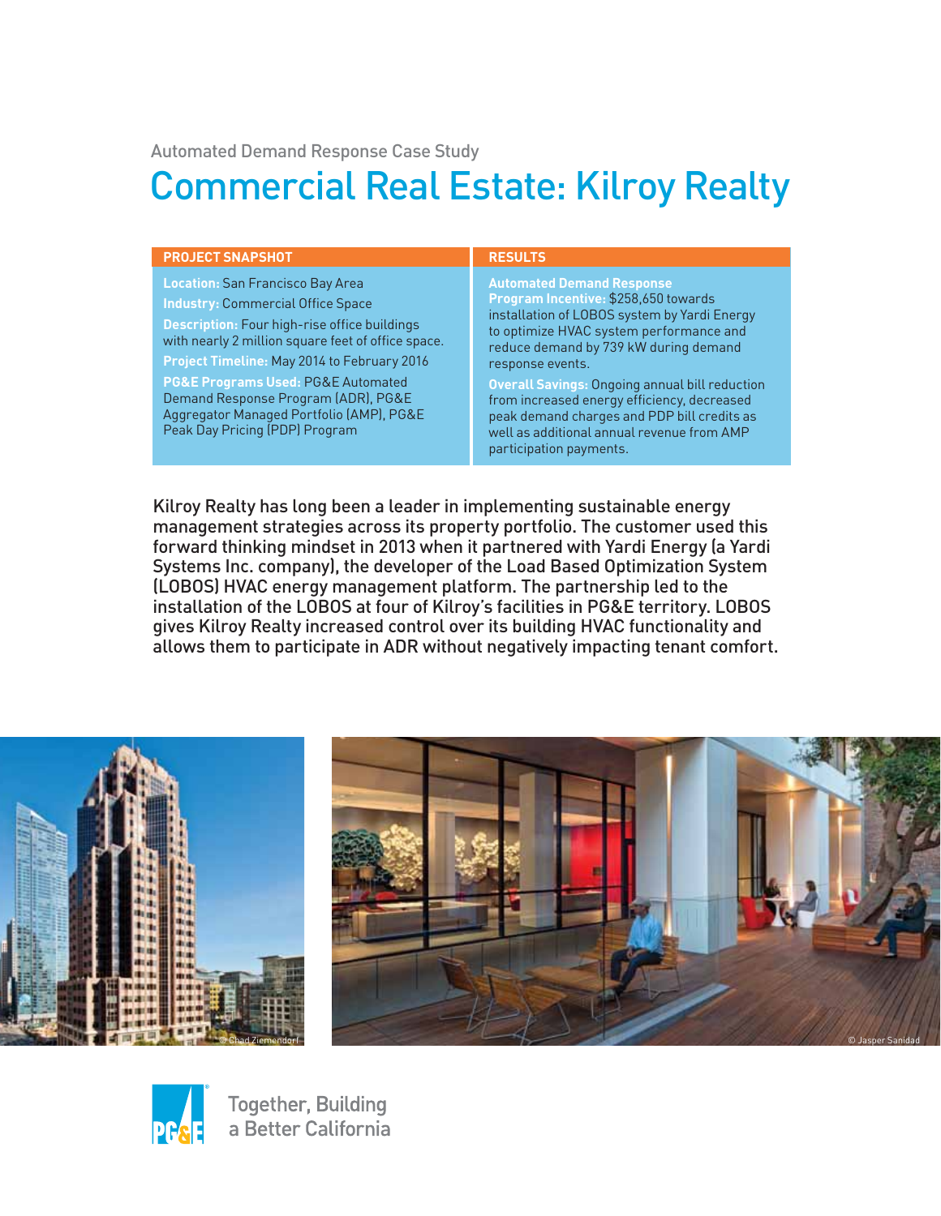Automated Demand Response Case Study

# Commercial Real Estate: Kilroy Realty

## PROJECT SNAPSHOT

**Location:** San Francisco Bay Area

**Industry:** Commercial Office Space

**Description:** Four high-rise office buildings with nearly 2 million square feet of office space.

**Project Timeline:** May 2014 to February 2016

**PG&E Programs Used:** PG&E Automated Demand Response Program (ADR), PG&E Aggregator Managed Portfolio (AMP), PG&E Peak Day Pricing (PDP) Program

## RESULTS

**Automated Demand Response Program Incentive:** $258,650 towards installation of LOBOS system by Yardi Energy to optimize HVAC system performance and reduce demand by 739 kW during demand response events.

**Overall Savings:** Ongoing annual bill reduction from increased energy efficiency, decreased peak demand charges and PDP bill credits as well as additional annual revenue from AMP participation payments.

Kilroy Realty has long been a leader in implementing sustainable energy management strategies across its property portfolio. The customer used this forward thinking mindset in 2013 when it partnered with Yardi Energy (a Yardi Systems Inc. company), the developer of the Load Based Optimization System (LOBOS) HVAC energy management platform. The partnership led to the installation of the LOBOS at four of Kilroy's facilities in PG&E territory. LOBOS gives Kilroy Realty increased control over its building HVAC functionality and allows them to participate in ADR without negatively impacting tenant comfort.

© Chad Ziemendorf

© Jasper Sanidad

Together, Building a Better California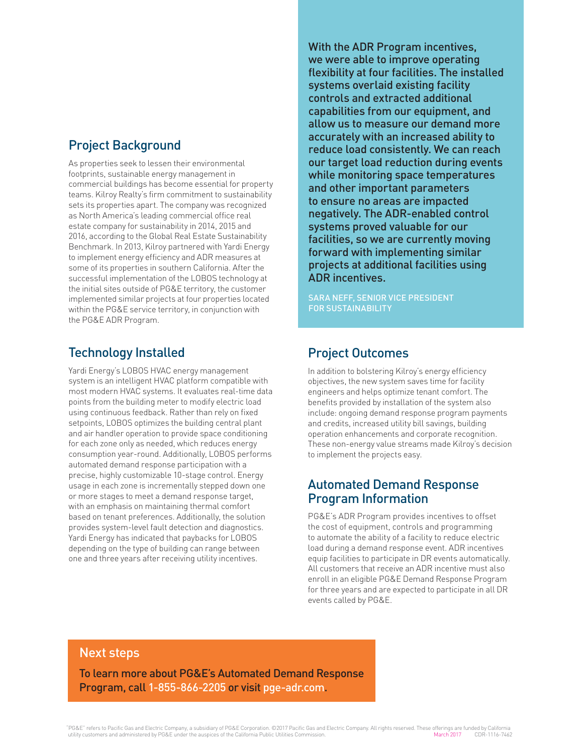## Project Background

As properties seek to lessen their environmental footprints, sustainable energy management in commercial buildings has become essential for property teams. Kilroy Realty's firm commitment to sustainability sets its properties apart. The company was recognized as North America's leading commercial office real estate company for sustainability in 2014, 2015 and 2016, according to the Global Real Estate Sustainability Benchmark. In 2013, Kilroy partnered with Yardi Energy to implement energy efficiency and ADR measures at some of its properties in southern California. After the successful implementation of the LOBOS technology at the initial sites outside of PG&E territory, the customer implemented similar projects at four properties located within the PG&E service territory, in conjunction with the PG&E ADR Program.

**With the ADR Program incentives, we were able to improve operating flexibility at four facilities. The installed systems overlaid existing facility controls and extracted additional capabilities from our equipment, and allow us to measure our demand more accurately with an increased ability to reduce load consistently. We can reach our target load reduction during events while monitoring space temperatures and other important parameters to ensure no areas are impacted negatively. The ADR-enabled control systems proved valuable for our facilities, so we are currently moving forward with implementing similar projects at additional facilities using ADR incentives.**

SARA NEFF, SENIOR VICE PRESIDENT FOR SUSTAINABILITY

## Technology Installed

Yardi Energy's LOBOS HVAC energy management system is an intelligent HVAC platform compatible with most modern HVAC systems. It evaluates real-time data points from the building meter to modify electric load using continuous feedback. Rather than rely on fixed setpoints, LOBOS optimizes the building central plant and air handler operation to provide space conditioning for each zone only as needed, which reduces energy consumption year-round. Additionally, LOBOS performs automated demand response participation with a precise, highly customizable 10-stage control. Energy usage in each zone is incrementally stepped down one or more stages to meet a demand response target, with an emphasis on maintaining thermal comfort based on tenant preferences. Additionally, the solution provides system-level fault detection and diagnostics. Yardi Energy has indicated that paybacks for LOBOS depending on the type of building can range between one and three years after receiving utility incentives.

## Project Outcomes

In addition to bolstering Kilroy's energy efficiency objectives, the new system saves time for facility engineers and helps optimize tenant comfort. The benefits provided by installation of the system also include: ongoing demand response program payments and credits, increased utility bill savings, building operation enhancements and corporate recognition. These non-energy value streams made Kilroy's decision to implement the projects easy.

## Automated Demand Response Program Information

PG&E's ADR Program provides incentives to offset the cost of equipment, controls and programming to automate the ability of a facility to reduce electric load during a demand response event. ADR incentives equip facilities to participate in DR events automatically. All customers that receive an ADR incentive must also enroll in an eligible PG&E Demand Response Program for three years and are expected to participate in all DR events called by PG&E.

## Next steps

To learn more about PG&E's Automated Demand Response Program, call 1-855-866-2205 or visit pge-adr.com.

"PG&E" refers to Pacific Gas and Electric Company, a subsidiary of PG&E Corporation. ©2017 Pacific Gas and Electric Company. All rights reserved. These offerings are funded by California utility customers and administered by PG&E under the auspices of the California Public Utilities Commission. March 2017 CDR-1116-7462